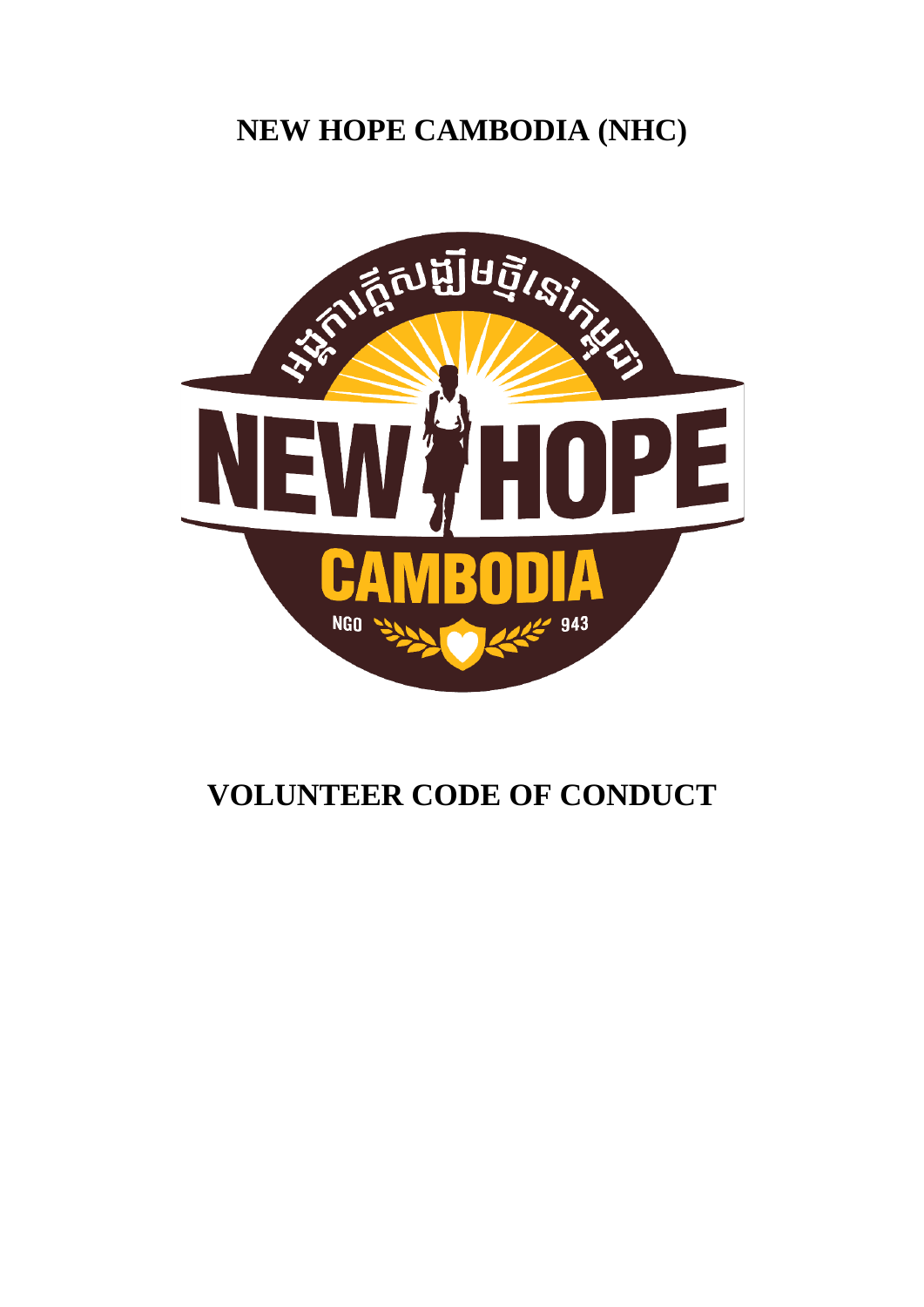# NEW HOPE CAMBODIA (NHC)

# VOLUNTEER CODE OF CONDUCT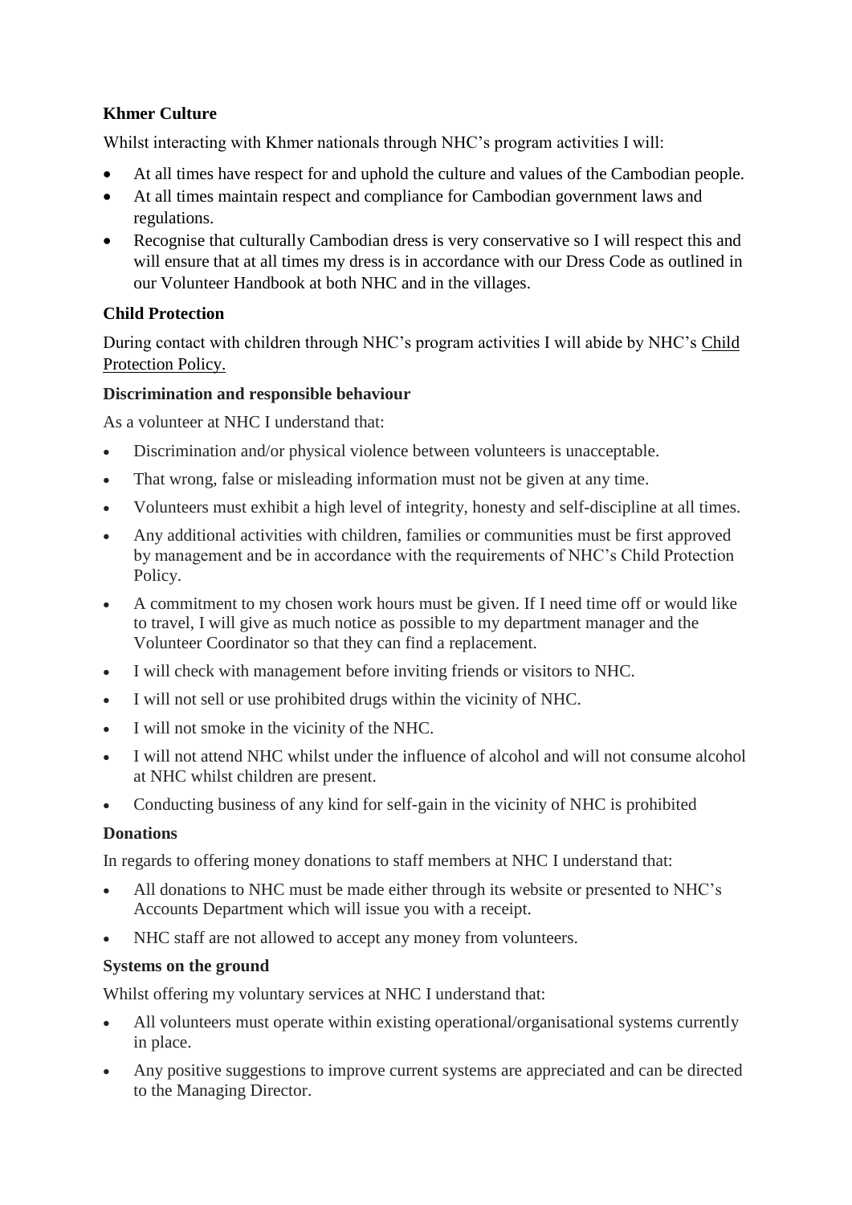**Khmer Culture**

Whilst interacting with Khmer nationals through NHC's program activities I will:

- At all times have respect for and uphold the culture and values of the Cambodian people.
- At all times maintain respect and compliance for Cambodian government laws and regulations.
- Recognise that culturally Cambodian dress is very conservative so I will respect this and will ensure that at all times my dress is in accordance with our Dress Code as outlined in our Volunteer Handbook at both NHC and in the villages.

**Child Protection**

During contact with children through NHC's program activities I will abide by NHC's Child Protection Policy.

**Discrimination and responsible behaviour**

As a volunteer at NHC I understand that:

- Discrimination and/or physical violence between volunteers is unacceptable.
- That wrong, false or misleading information must not be given at any time.
- Volunteers must exhibit a high level of integrity, honesty and self-discipline at all times.
- Any additional activities with children, families or communities must be first approved by management and be in accordance with the requirements of NHC's Child Protection Policy.
- A commitment to my chosen work hours must be given. If I need time off or would like to travel, I will give as much notice as possible to my department manager and the Volunteer Coordinator so that they can find a replacement.
- I will check with management before inviting friends or visitors to NHC.
- I will not sell or use prohibited drugs within the vicinity of NHC.
- I will not smoke in the vicinity of the NHC.
- I will not attend NHC whilst under the influence of alcohol and will not consume alcohol at NHC whilst children are present.
- Conducting business of any kind for self-gain in the vicinity of NHC is prohibited

**Donations**

In regards to offering money donations to staff members at NHC I understand that:

- All donations to NHC must be made either through its website or presented to NHC's Accounts Department which will issue you with a receipt.
- NHC staff are not allowed to accept any money from volunteers.

**Systems on the ground**

Whilst offering my voluntary services at NHC I understand that:

- All volunteers must operate within existing operational/organisational systems currently in place.
- Any positive suggestions to improve current systems are appreciated and can be directed to the Managing Director.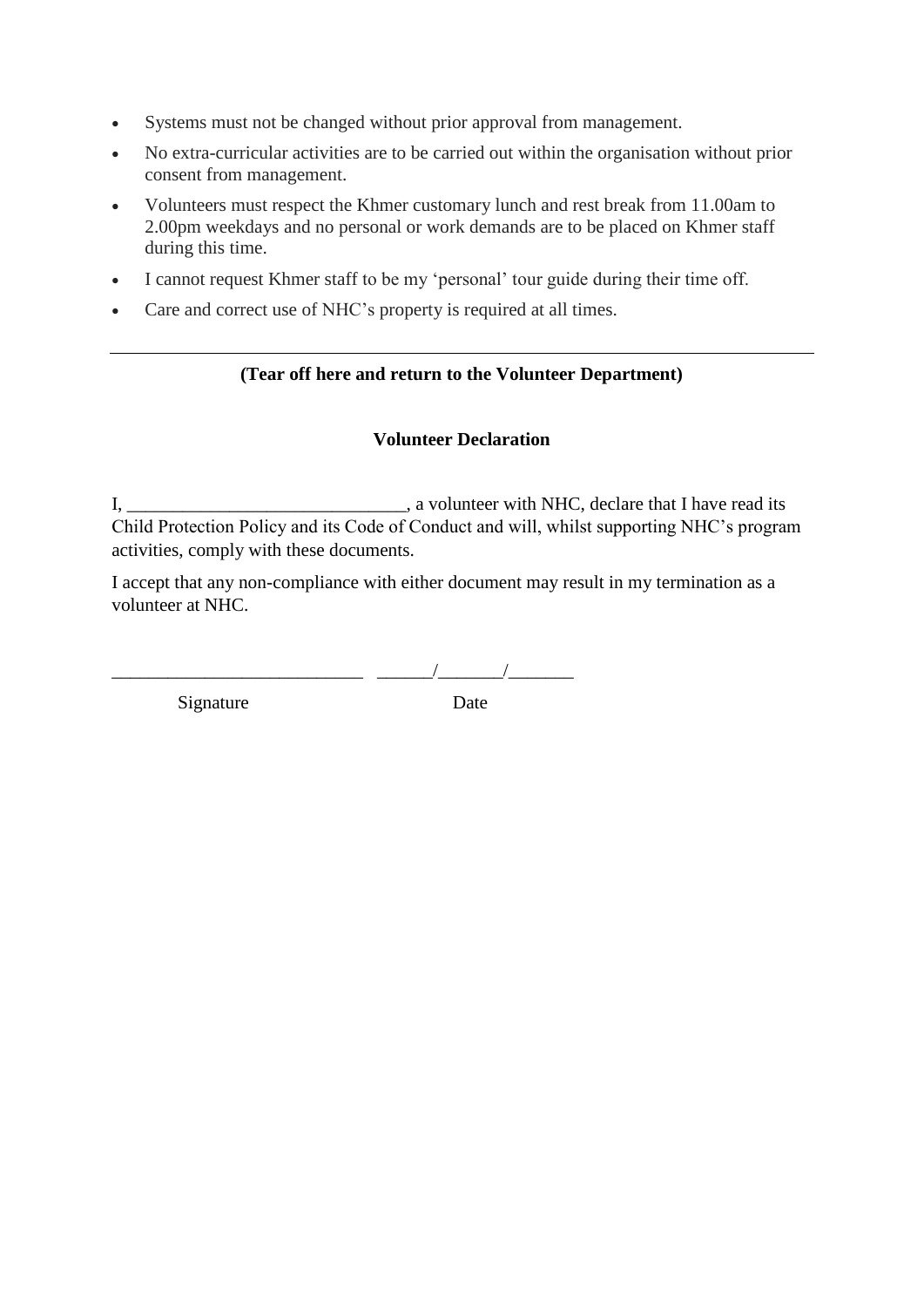- Systems must not be changed without prior approval from management.
- No extra-curricular activities are to be carried out within the organisation without prior consent from management.
- Volunteers must respect the Khmer customary lunch and rest break from 11.00am to 2.00pm weekdays and no personal or work demands are to be placed on Khmer staff during this time.
- I cannot request Khmer staff to be my 'personal' tour guide during their time off.
- Care and correct use of NHC's property is required at all times.

---

**(Tear off here and return to the Volunteer Department)**

**Volunteer Declaration**

I, _____________________________, a volunteer with NHC, declare that I have read its Child Protection Policy and its Code of Conduct and will, whilst supporting NHC's program activities, comply with these documents.

I accept that any non-compliance with either document may result in my termination as a volunteer at NHC.

__________________________ ______/_______/_______

Signature Date